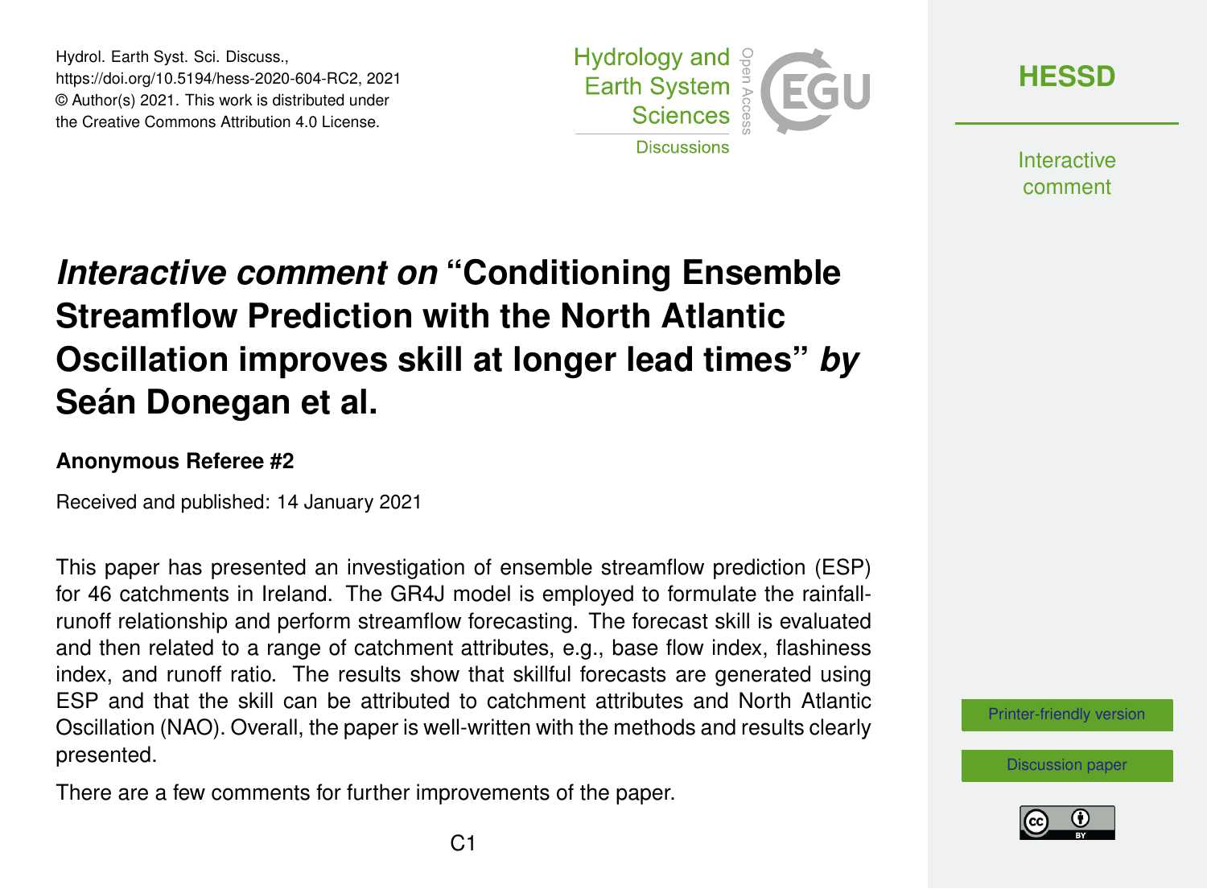# *Interactive comment on* "Conditioning Ensemble Streamflow Prediction with the North Atlantic Oscillation improves skill at longer lead times" *by* Seán Donegan et al.

**Anonymous Referee #2**

Received and published: 14 January 2021

This paper has presented an investigation of ensemble streamflow prediction (ESP) for 46 catchments in Ireland. The GR4J model is employed to formulate the rainfall-runoff relationship and perform streamflow forecasting. The forecast skill is evaluated and then related to a range of catchment attributes, e.g., base flow index, flashiness index, and runoff ratio. The results show that skillful forecasts are generated using ESP and that the skill can be attributed to catchment attributes and North Atlantic Oscillation (NAO). Overall, the paper is well-written with the methods and results clearly presented.

There are a few comments for further improvements of the paper.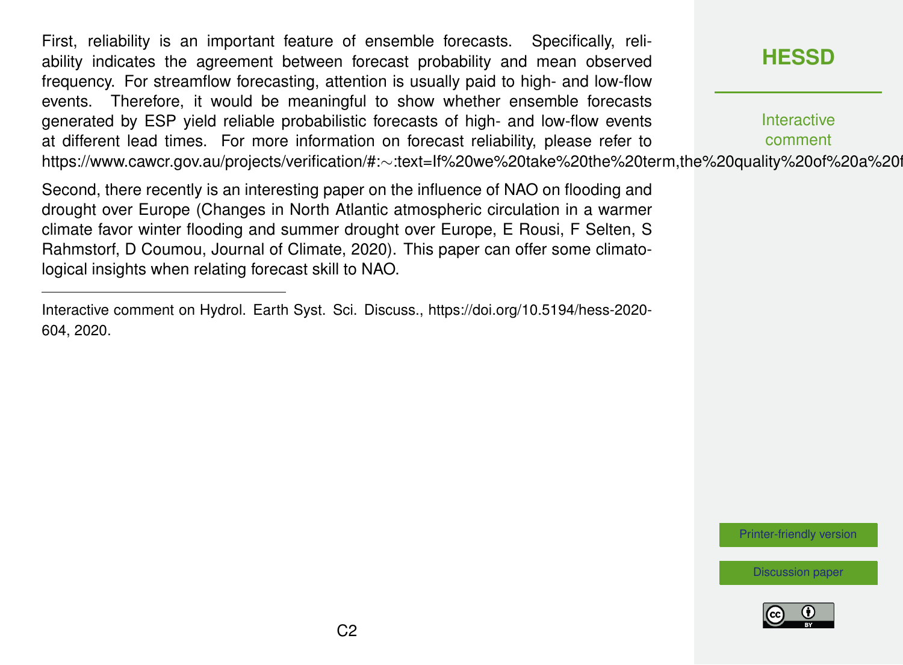First, reliability is an important feature of ensemble forecasts. Specifically, reliability indicates the agreement between forecast probability and mean observed frequency. For streamflow forecasting, attention is usually paid to high- and low-flow events. Therefore, it would be meaningful to show whether ensemble forecasts generated by ESP yield reliable probabilistic forecasts of high- and low-flow events at different lead times. For more information on forecast reliability, please refer to https://www.cawcr.gov.au/projects/verification/#:~:text=If%20we%20take%20the%20term,the%20quality%20of%20a%20f

Second, there recently is an interesting paper on the influence of NAO on flooding and drought over Europe (Changes in North Atlantic atmospheric circulation in a warmer climate favor winter flooding and summer drought over Europe, E Rousi, F Selten, S Rahmstorf, D Coumou, Journal of Climate, 2020). This paper can offer some climatological insights when relating forecast skill to NAO.

---

Interactive comment on Hydrol. Earth Syst. Sci. Discuss., https://doi.org/10.5194/hess-2020-604, 2020.